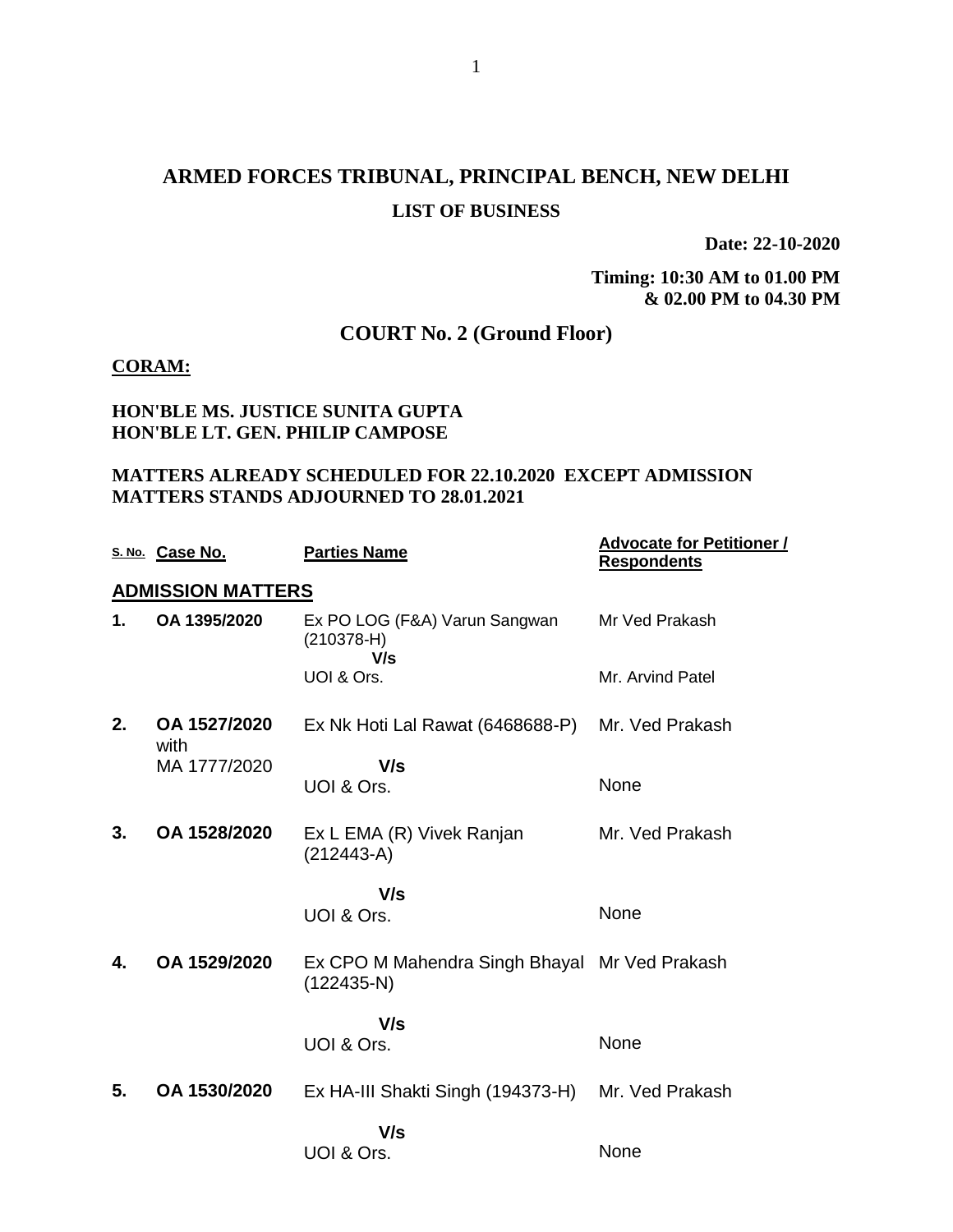# ARMED FORCES TRIBUNAL, PRINCIPAL BENCH, NEW DELHI

## LIST OF BUSINESS

**Date: 22-10-2020**

**Timing: 10:30 AM to 01.00 PM & 02.00 PM to 04.30 PM**

## COURT No. 2 (Ground Floor)

**CORAM:**

**HON'BLE MS. JUSTICE SUNITA GUPTA**
**HON'BLE LT. GEN. PHILIP CAMPOSE**

**MATTERS ALREADY SCHEDULED FOR 22.10.2020 EXCEPT ADMISSION MATTERS STANDS ADJOURNED TO 28.01.2021**

| S. No. | Case No. | Parties Name | Advocate for Petitioner / Respondents |
|---|---|---|---|
| **ADMISSION MATTERS** | | | |
| **1.** | **OA 1395/2020** | Ex PO LOG (F&A) Varun Sangwan (210378-H) **V/s** UOI & Ors. | Mr Ved Prakash<br>Mr. Arvind Patel |
| **2.** | **OA 1527/2020** with MA 1777/2020 | Ex Nk Hoti Lal Rawat (6468688-P) **V/s** UOI & Ors. | Mr. Ved Prakash<br>None |
| **3.** | **OA 1528/2020** | Ex L EMA (R) Vivek Ranjan (212443-A) **V/s** UOI & Ors. | Mr. Ved Prakash<br>None |
| **4.** | **OA 1529/2020** | Ex CPO M Mahendra Singh Bhayal (122435-N) **V/s** UOI & Ors. | Mr Ved Prakash<br>None |
| **5.** | **OA 1530/2020** | Ex HA-III Shakti Singh (194373-H) **V/s** UOI & Ors. | Mr. Ved Prakash<br>None |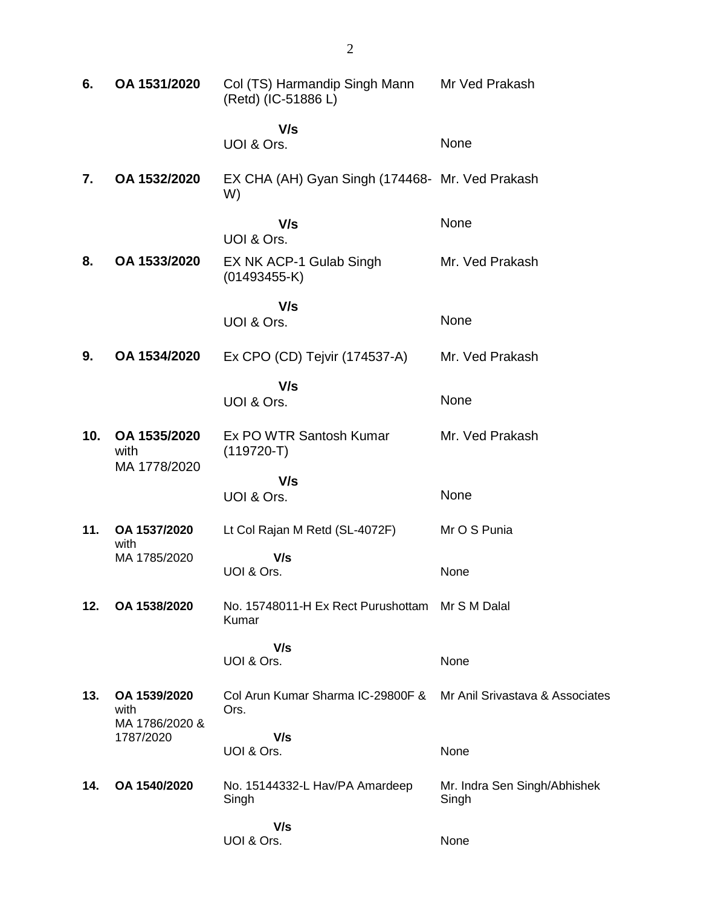| | | | |
|---|---|---|---|
| **6.** | **OA 1531/2020** | Col (TS) Harmandip Singh Mann (Retd) (IC-51886 L) | Mr Ved Prakash |
| | | **V/s** UOI & Ors. | None |
| **7.** | **OA 1532/2020** | EX CHA (AH) Gyan Singh (174468-W) | Mr. Ved Prakash |
| | | **V/s** UOI & Ors. | None |
| **8.** | **OA 1533/2020** | EX NK ACP-1 Gulab Singh (01493455-K) | Mr. Ved Prakash |
| | | **V/s** UOI & Ors. | None |
| **9.** | **OA 1534/2020** | Ex CPO (CD) Tejvir (174537-A) | Mr. Ved Prakash |
| | | **V/s** UOI & Ors. | None |
| **10.** | **OA 1535/2020** with MA 1778/2020 | Ex PO WTR Santosh Kumar (119720-T) | Mr. Ved Prakash |
| | | **V/s** UOI & Ors. | None |
| **11.** | **OA 1537/2020** with MA 1785/2020 | Lt Col Rajan M Retd (SL-4072F) | Mr O S Punia |
| | | **V/s** UOI & Ors. | None |
| **12.** | **OA 1538/2020** | No. 15748011-H Ex Rect Purushottam Kumar | Mr S M Dalal |
| | | **V/s** UOI & Ors. | None |
| **13.** | **OA 1539/2020** with MA 1786/2020 & 1787/2020 | Col Arun Kumar Sharma IC-29800F & Ors. | Mr Anil Srivastava & Associates |
| | | **V/s** UOI & Ors. | None |
| **14.** | **OA 1540/2020** | No. 15144332-L Hav/PA Amardeep Singh | Mr. Indra Sen Singh/Abhishek Singh |
| | | **V/s** UOI & Ors. | None |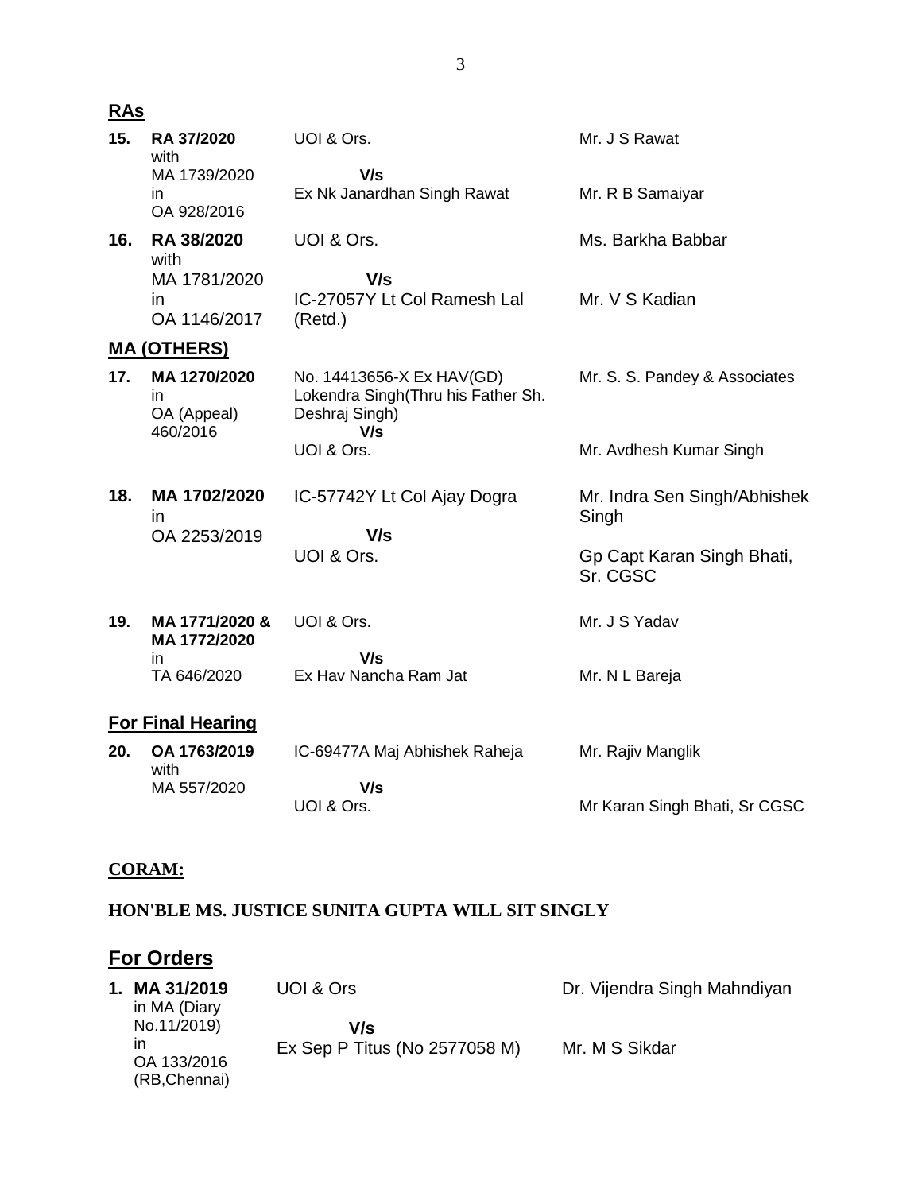## RAs

| | | | |
|---|---|---|---|
| **15.** | **RA 37/2020** with MA 1739/2020 in OA 928/2016 | UOI & Ors. **V/s** Ex Nk Janardhan Singh Rawat | Mr. J S Rawat<br>Mr. R B Samaiyar |
| **16.** | **RA 38/2020** with MA 1781/2020 in OA 1146/2017 | UOI & Ors. **V/s** IC-27057Y Lt Col Ramesh Lal (Retd.) | Ms. Barkha Babbar<br>Mr. V S Kadian |

## MA (OTHERS)

| | | | |
|---|---|---|---|
| **17.** | **MA 1270/2020** in OA (Appeal) 460/2016 | No. 14413656-X Ex HAV(GD) Lokendra Singh(Thru his Father Sh. Deshraj Singh) **V/s** UOI & Ors. | Mr. S. S. Pandey & Associates<br>Mr. Avdhesh Kumar Singh |
| **18.** | **MA 1702/2020** in OA 2253/2019 | IC-57742Y Lt Col Ajay Dogra **V/s** UOI & Ors. | Mr. Indra Sen Singh/Abhishek Singh<br>Gp Capt Karan Singh Bhati, Sr. CGSC |
| **19.** | **MA 1771/2020 & MA 1772/2020** in TA 646/2020 | UOI & Ors. **V/s** Ex Hav Nancha Ram Jat | Mr. J S Yadav<br>Mr. N L Bareja |

## For Final Hearing

| | | | |
|---|---|---|---|
| **20.** | **OA 1763/2019** with MA 557/2020 | IC-69477A Maj Abhishek Raheja **V/s** UOI & Ors. | Mr. Rajiv Manglik<br>Mr Karan Singh Bhati, Sr CGSC |

**CORAM:**

**HON'BLE MS. JUSTICE SUNITA GUPTA WILL SIT SINGLY**

## For Orders

| | | | |
|---|---|---|---|
| **1.** | **MA 31/2019** in MA (Diary No.11/2019) in OA 133/2016 (RB,Chennai) | UOI & Ors **V/s** Ex Sep P Titus (No 2577058 M) | Dr. Vijendra Singh Mahndiyan<br>Mr. M S Sikdar |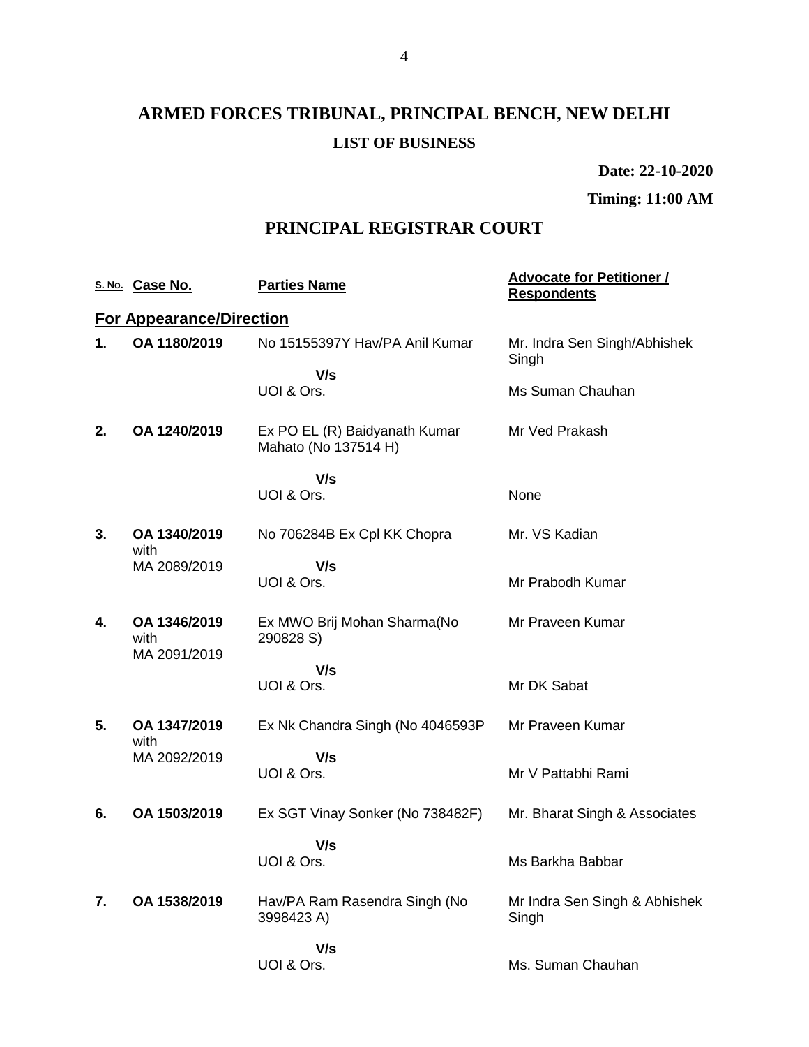# ARMED FORCES TRIBUNAL, PRINCIPAL BENCH, NEW DELHI

## LIST OF BUSINESS

**Date: 22-10-2020**

**Timing: 11:00 AM**

## PRINCIPAL REGISTRAR COURT

| S. No. | Case No. | Parties Name | Advocate for Petitioner / Respondents |
|---|---|---|---|
| **For Appearance/Direction** | | | |
| **1.** | **OA 1180/2019** | No 15155397Y Hav/PA Anil Kumar | Mr. Indra Sen Singh/Abhishek Singh |
| | | **V/s** | |
| | | UOI & Ors. | Ms Suman Chauhan |
| **2.** | **OA 1240/2019** | Ex PO EL (R) Baidyanath Kumar Mahato (No 137514 H) | Mr Ved Prakash |
| | | **V/s** | |
| | | UOI & Ors. | None |
| **3.** | **OA 1340/2019** with MA 2089/2019 | No 706284B Ex Cpl KK Chopra | Mr. VS Kadian |
| | | **V/s** | |
| | | UOI & Ors. | Mr Prabodh Kumar |
| **4.** | **OA 1346/2019** with MA 2091/2019 | Ex MWO Brij Mohan Sharma(No 290828 S) | Mr Praveen Kumar |
| | | **V/s** | |
| | | UOI & Ors. | Mr DK Sabat |
| **5.** | **OA 1347/2019** with MA 2092/2019 | Ex Nk Chandra Singh (No 4046593P | Mr Praveen Kumar |
| | | **V/s** | |
| | | UOI & Ors. | Mr V Pattabhi Rami |
| **6.** | **OA 1503/2019** | Ex SGT Vinay Sonker (No 738482F) | Mr. Bharat Singh & Associates |
| | | **V/s** | |
| | | UOI & Ors. | Ms Barkha Babbar |
| **7.** | **OA 1538/2019** | Hav/PA Ram Rasendra Singh (No 3998423 A) | Mr Indra Sen Singh & Abhishek Singh |
| | | **V/s** | |
| | | UOI & Ors. | Ms. Suman Chauhan |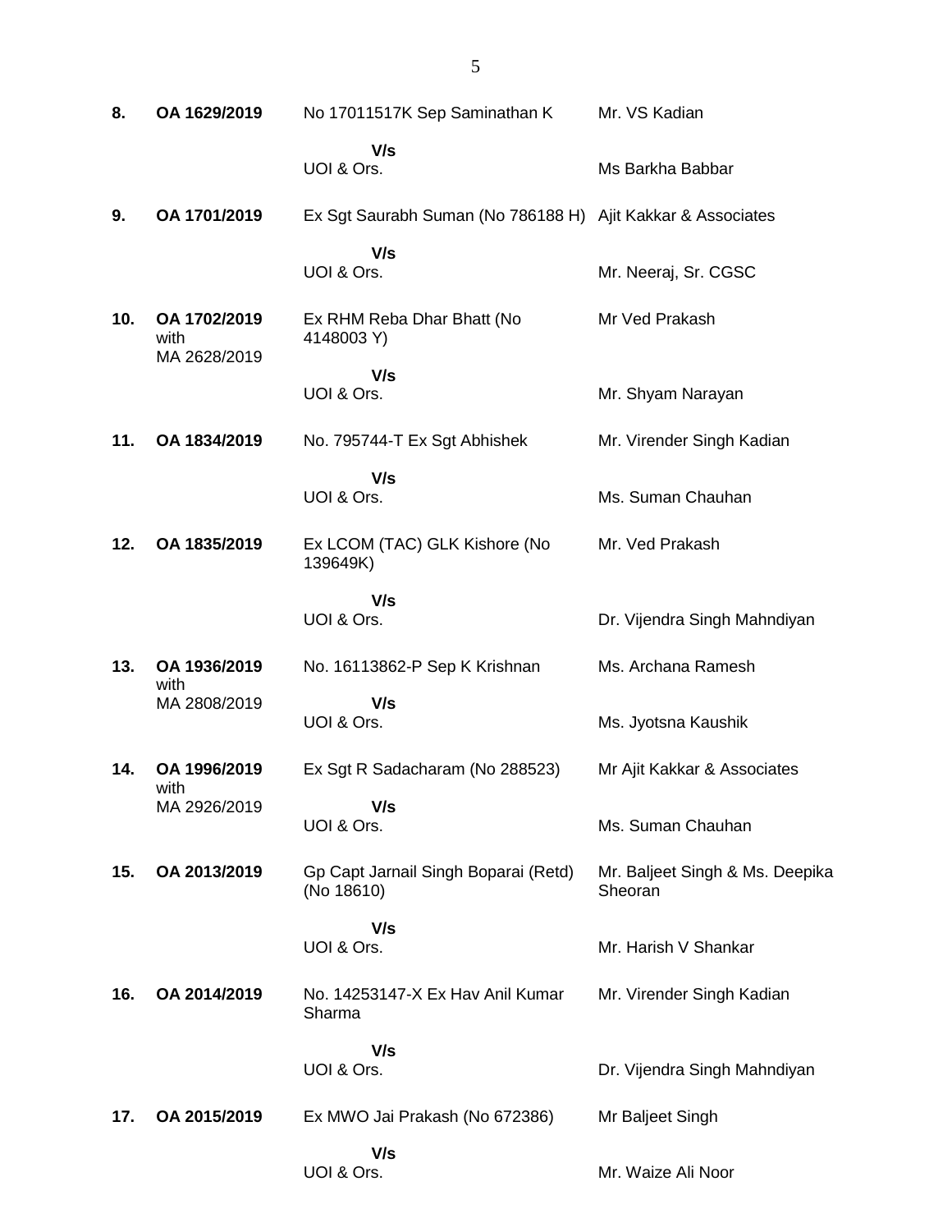| | | | |
|---|---|---|---|
| **8.** | **OA 1629/2019** | No 17011517K Sep Saminathan K<br>**V/s**<br>UOI & Ors. | Mr. VS Kadian<br><br>Ms Barkha Babbar |
| **9.** | **OA 1701/2019** | Ex Sgt Saurabh Suman (No 786188 H)<br>**V/s**<br>UOI & Ors. | Ajit Kakkar & Associates<br><br>Mr. Neeraj, Sr. CGSC |
| **10.** | **OA 1702/2019** with MA 2628/2019 | Ex RHM Reba Dhar Bhatt (No 4148003 Y)<br>**V/s**<br>UOI & Ors. | Mr Ved Prakash<br><br>Mr. Shyam Narayan |
| **11.** | **OA 1834/2019** | No. 795744-T Ex Sgt Abhishek<br>**V/s**<br>UOI & Ors. | Mr. Virender Singh Kadian<br><br>Ms. Suman Chauhan |
| **12.** | **OA 1835/2019** | Ex LCOM (TAC) GLK Kishore (No 139649K)<br>**V/s**<br>UOI & Ors. | Mr. Ved Prakash<br><br>Dr. Vijendra Singh Mahndiyan |
| **13.** | **OA 1936/2019** with MA 2808/2019 | No. 16113862-P Sep K Krishnan<br>**V/s**<br>UOI & Ors. | Ms. Archana Ramesh<br><br>Ms. Jyotsna Kaushik |
| **14.** | **OA 1996/2019** with MA 2926/2019 | Ex Sgt R Sadacharam (No 288523)<br>**V/s**<br>UOI & Ors. | Mr Ajit Kakkar & Associates<br><br>Ms. Suman Chauhan |
| **15.** | **OA 2013/2019** | Gp Capt Jarnail Singh Boparai (Retd) (No 18610)<br>**V/s**<br>UOI & Ors. | Mr. Baljeet Singh & Ms. Deepika Sheoran<br><br>Mr. Harish V Shankar |
| **16.** | **OA 2014/2019** | No. 14253147-X Ex Hav Anil Kumar Sharma<br>**V/s**<br>UOI & Ors. | Mr. Virender Singh Kadian<br><br>Dr. Vijendra Singh Mahndiyan |
| **17.** | **OA 2015/2019** | Ex MWO Jai Prakash (No 672386)<br>**V/s**<br>UOI & Ors. | Mr Baljeet Singh<br><br>Mr. Waize Ali Noor |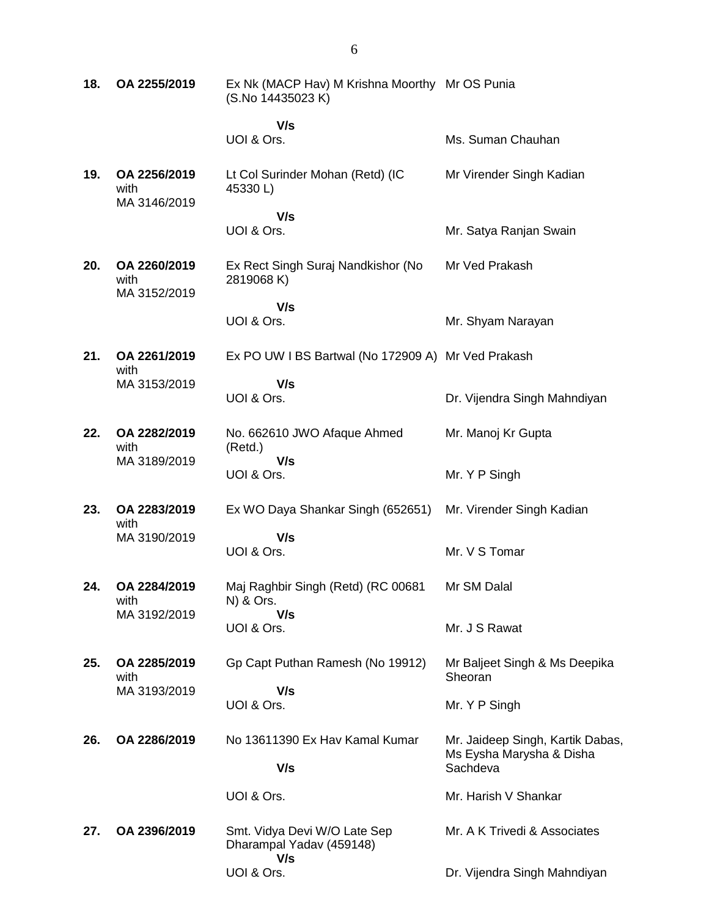| | | | |
|---|---|---|---|
| **18.** | **OA 2255/2019** | Ex Nk (MACP Hav) M Krishna Moorthy (S.No 14435023 K)<br>**V/s**<br>UOI & Ors. | Mr OS Punia<br><br>Ms. Suman Chauhan |
| **19.** | **OA 2256/2019** with MA 3146/2019 | Lt Col Surinder Mohan (Retd) (IC 45330 L)<br>**V/s**<br>UOI & Ors. | Mr Virender Singh Kadian<br><br>Mr. Satya Ranjan Swain |
| **20.** | **OA 2260/2019** with MA 3152/2019 | Ex Rect Singh Suraj Nandkishor (No 2819068 K)<br>**V/s**<br>UOI & Ors. | Mr Ved Prakash<br><br>Mr. Shyam Narayan |
| **21.** | **OA 2261/2019** with MA 3153/2019 | Ex PO UW I BS Bartwal (No 172909 A)<br>**V/s**<br>UOI & Ors. | Mr Ved Prakash<br><br>Dr. Vijendra Singh Mahndiyan |
| **22.** | **OA 2282/2019** with MA 3189/2019 | No. 662610 JWO Afaque Ahmed (Retd.)<br>**V/s**<br>UOI & Ors. | Mr. Manoj Kr Gupta<br><br>Mr. Y P Singh |
| **23.** | **OA 2283/2019** with MA 3190/2019 | Ex WO Daya Shankar Singh (652651)<br>**V/s**<br>UOI & Ors. | Mr. Virender Singh Kadian<br><br>Mr. V S Tomar |
| **24.** | **OA 2284/2019** with MA 3192/2019 | Maj Raghbir Singh (Retd) (RC 00681 N) & Ors.<br>**V/s**<br>UOI & Ors. | Mr SM Dalal<br><br>Mr. J S Rawat |
| **25.** | **OA 2285/2019** with MA 3193/2019 | Gp Capt Puthan Ramesh (No 19912)<br>**V/s**<br>UOI & Ors. | Mr Baljeet Singh & Ms Deepika Sheoran<br><br>Mr. Y P Singh |
| **26.** | **OA 2286/2019** | No 13611390 Ex Hav Kamal Kumar<br>**V/s**<br>UOI & Ors. | Mr. Jaideep Singh, Kartik Dabas, Ms Eysha Marysha & Disha Sachdeva<br><br>Mr. Harish V Shankar |
| **27.** | **OA 2396/2019** | Smt. Vidya Devi W/O Late Sep Dharampal Yadav (459148)<br>**V/s**<br>UOI & Ors. | Mr. A K Trivedi & Associates<br><br>Dr. Vijendra Singh Mahndiyan |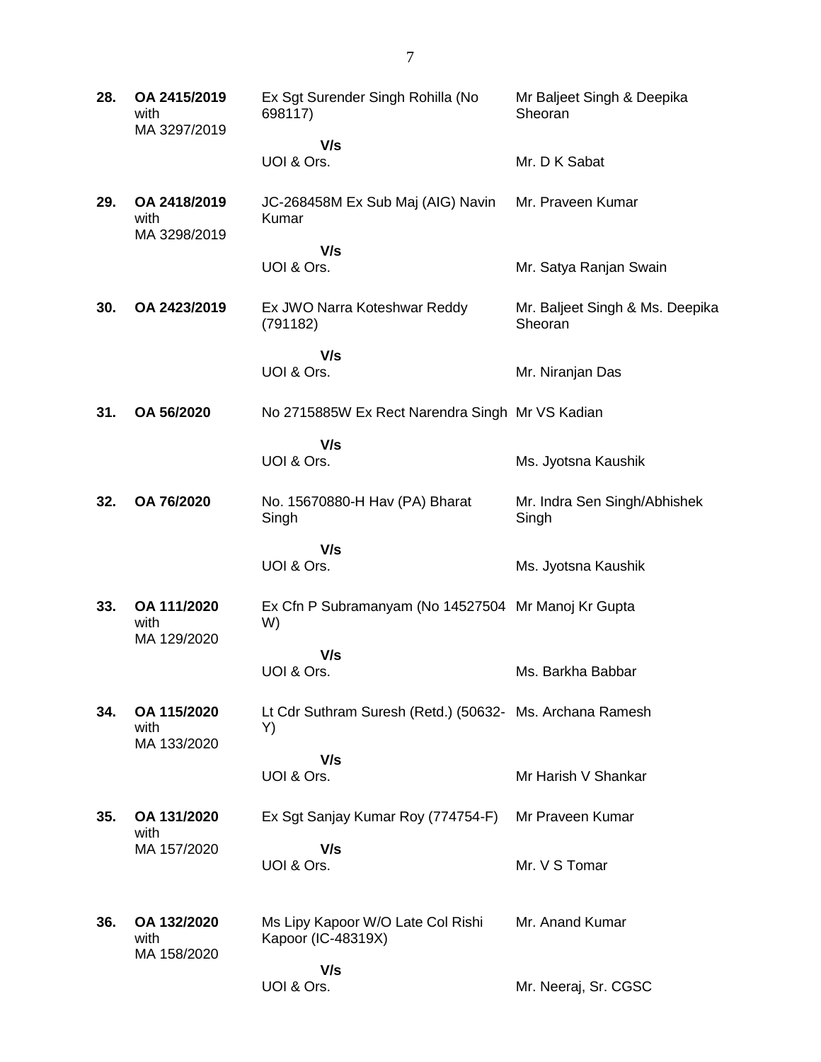| | | | |
|---|---|---|---|
| **28.** | **OA 2415/2019** with MA 3297/2019 | Ex Sgt Surender Singh Rohilla (No 698117) | Mr Baljeet Singh & Deepika Sheoran |
| | | **V/s** UOI & Ors. | Mr. D K Sabat |
| **29.** | **OA 2418/2019** with MA 3298/2019 | JC-268458M Ex Sub Maj (AIG) Navin Kumar | Mr. Praveen Kumar |
| | | **V/s** UOI & Ors. | Mr. Satya Ranjan Swain |
| **30.** | **OA 2423/2019** | Ex JWO Narra Koteshwar Reddy (791182) | Mr. Baljeet Singh & Ms. Deepika Sheoran |
| | | **V/s** UOI & Ors. | Mr. Niranjan Das |
| **31.** | **OA 56/2020** | No 2715885W Ex Rect Narendra Singh | Mr VS Kadian |
| | | **V/s** UOI & Ors. | Ms. Jyotsna Kaushik |
| **32.** | **OA 76/2020** | No. 15670880-H Hav (PA) Bharat Singh | Mr. Indra Sen Singh/Abhishek Singh |
| | | **V/s** UOI & Ors. | Ms. Jyotsna Kaushik |
| **33.** | **OA 111/2020** with MA 129/2020 | Ex Cfn P Subramanyam (No 14527504 W) | Mr Manoj Kr Gupta |
| | | **V/s** UOI & Ors. | Ms. Barkha Babbar |
| **34.** | **OA 115/2020** with MA 133/2020 | Lt Cdr Suthram Suresh (Retd.) (50632-Y) | Ms. Archana Ramesh |
| | | **V/s** UOI & Ors. | Mr Harish V Shankar |
| **35.** | **OA 131/2020** with MA 157/2020 | Ex Sgt Sanjay Kumar Roy (774754-F) | Mr Praveen Kumar |
| | | **V/s** UOI & Ors. | Mr. V S Tomar |
| **36.** | **OA 132/2020** with MA 158/2020 | Ms Lipy Kapoor W/O Late Col Rishi Kapoor (IC-48319X) | Mr. Anand Kumar |
| | | **V/s** UOI & Ors. | Mr. Neeraj, Sr. CGSC |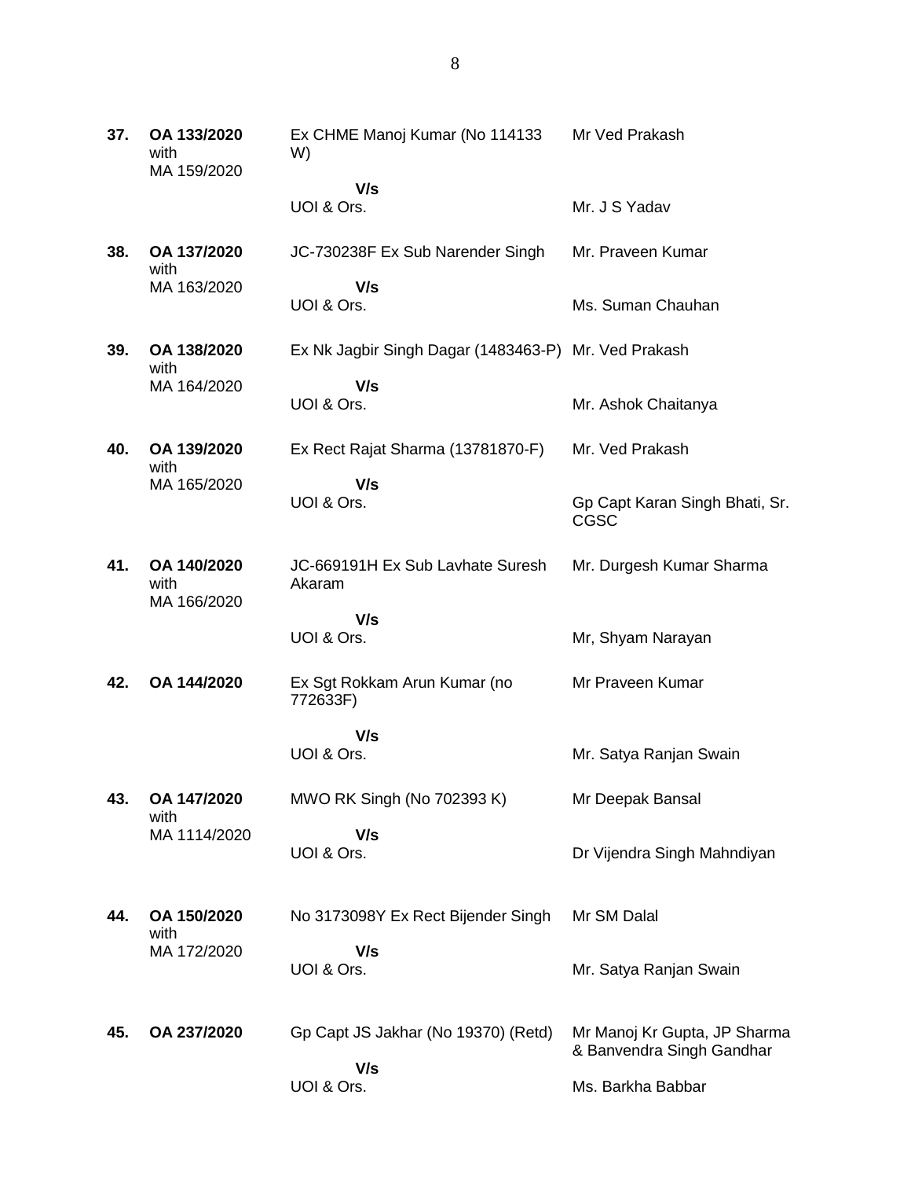| | | | |
|---|---|---|---|
| **37.** | **OA 133/2020** with MA 159/2020 | Ex CHME Manoj Kumar (No 114133 W)<br>**V/s**<br>UOI & Ors. | Mr Ved Prakash<br><br>Mr. J S Yadav |
| **38.** | **OA 137/2020** with MA 163/2020 | JC-730238F Ex Sub Narender Singh<br>**V/s**<br>UOI & Ors. | Mr. Praveen Kumar<br><br>Ms. Suman Chauhan |
| **39.** | **OA 138/2020** with MA 164/2020 | Ex Nk Jagbir Singh Dagar (1483463-P)<br>**V/s**<br>UOI & Ors. | Mr. Ved Prakash<br><br>Mr. Ashok Chaitanya |
| **40.** | **OA 139/2020** with MA 165/2020 | Ex Rect Rajat Sharma (13781870-F)<br>**V/s**<br>UOI & Ors. | Mr. Ved Prakash<br><br>Gp Capt Karan Singh Bhati, Sr. CGSC |
| **41.** | **OA 140/2020** with MA 166/2020 | JC-669191H Ex Sub Lavhate Suresh Akaram<br>**V/s**<br>UOI & Ors. | Mr. Durgesh Kumar Sharma<br><br>Mr, Shyam Narayan |
| **42.** | **OA 144/2020** | Ex Sgt Rokkam Arun Kumar (no 772633F)<br>**V/s**<br>UOI & Ors. | Mr Praveen Kumar<br><br>Mr. Satya Ranjan Swain |
| **43.** | **OA 147/2020** with MA 1114/2020 | MWO RK Singh (No 702393 K)<br>**V/s**<br>UOI & Ors. | Mr Deepak Bansal<br><br>Dr Vijendra Singh Mahndiyan |
| **44.** | **OA 150/2020** with MA 172/2020 | No 3173098Y Ex Rect Bijender Singh<br>**V/s**<br>UOI & Ors. | Mr SM Dalal<br><br>Mr. Satya Ranjan Swain |
| **45.** | **OA 237/2020** | Gp Capt JS Jakhar (No 19370) (Retd)<br>**V/s**<br>UOI & Ors. | Mr Manoj Kr Gupta, JP Sharma & Banvendra Singh Gandhar<br><br>Ms. Barkha Babbar |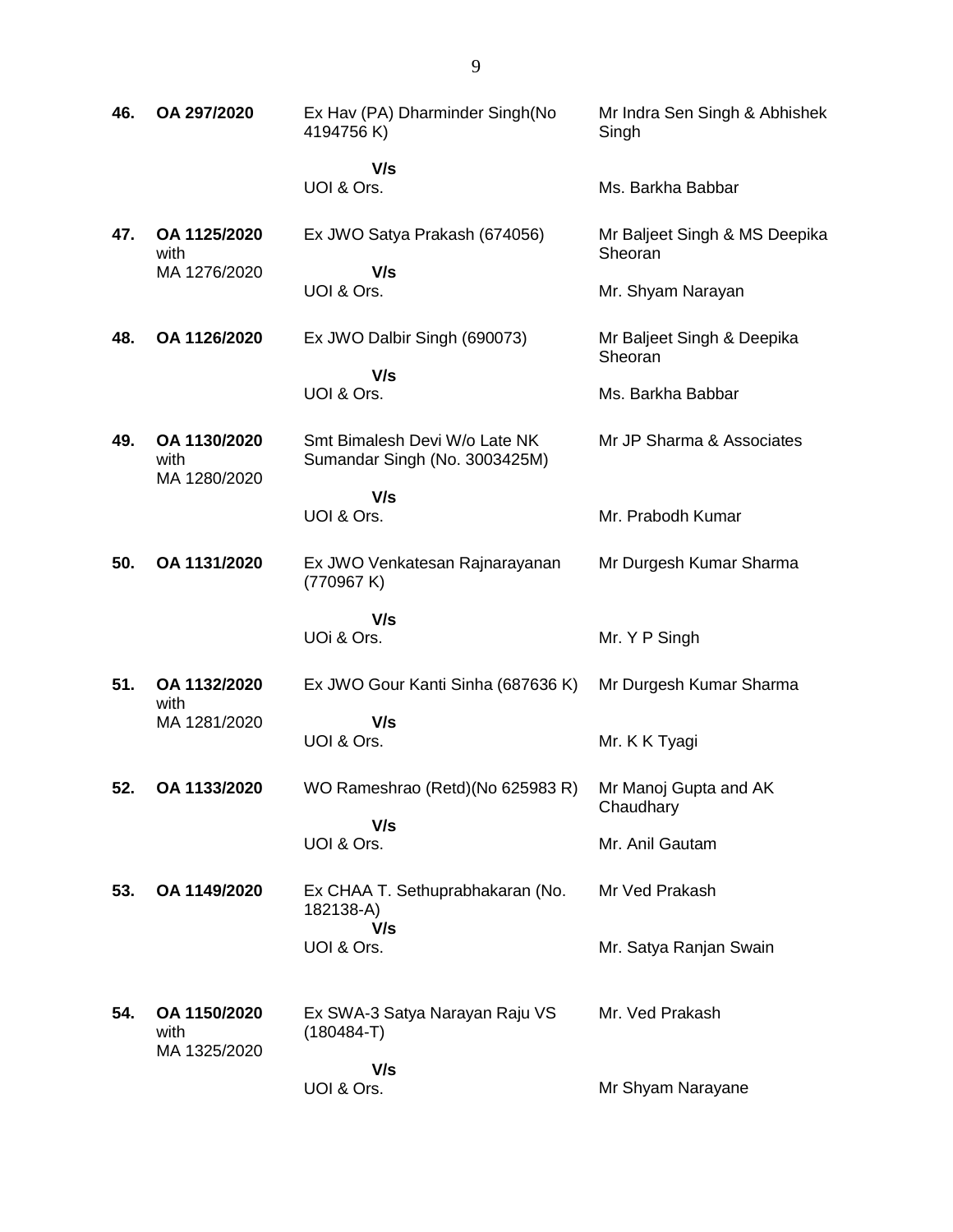| | | | |
|---|---|---|---|
| **46.** | **OA 297/2020** | Ex Hav (PA) Dharminder Singh(No 4194756 K)<br><br>**V/s**<br>UOI & Ors. | Mr Indra Sen Singh & Abhishek Singh<br><br>Ms. Barkha Babbar |
| **47.** | **OA 1125/2020** with MA 1276/2020 | Ex JWO Satya Prakash (674056)<br><br>**V/s**<br>UOI & Ors. | Mr Baljeet Singh & MS Deepika Sheoran<br><br>Mr. Shyam Narayan |
| **48.** | **OA 1126/2020** | Ex JWO Dalbir Singh (690073)<br><br>**V/s**<br>UOI & Ors. | Mr Baljeet Singh & Deepika Sheoran<br><br>Ms. Barkha Babbar |
| **49.** | **OA 1130/2020** with MA 1280/2020 | Smt Bimalesh Devi W/o Late NK Sumandar Singh (No. 3003425M)<br><br>**V/s**<br>UOI & Ors. | Mr JP Sharma & Associates<br><br>Mr. Prabodh Kumar |
| **50.** | **OA 1131/2020** | Ex JWO Venkatesan Rajnarayanan (770967 K)<br><br>**V/s**<br>UOi & Ors. | Mr Durgesh Kumar Sharma<br><br>Mr. Y P Singh |
| **51.** | **OA 1132/2020** with MA 1281/2020 | Ex JWO Gour Kanti Sinha (687636 K)<br><br>**V/s**<br>UOI & Ors. | Mr Durgesh Kumar Sharma<br><br>Mr. K K Tyagi |
| **52.** | **OA 1133/2020** | WO Rameshrao (Retd)(No 625983 R)<br><br>**V/s**<br>UOI & Ors. | Mr Manoj Gupta and AK Chaudhary<br><br>Mr. Anil Gautam |
| **53.** | **OA 1149/2020** | Ex CHAA T. Sethuprabhakaran (No. 182138-A)<br>**V/s**<br>UOI & Ors. | Mr Ved Prakash<br><br>Mr. Satya Ranjan Swain |
| **54.** | **OA 1150/2020** with MA 1325/2020 | Ex SWA-3 Satya Narayan Raju VS (180484-T)<br><br>**V/s**<br>UOI & Ors. | Mr. Ved Prakash<br><br>Mr Shyam Narayane |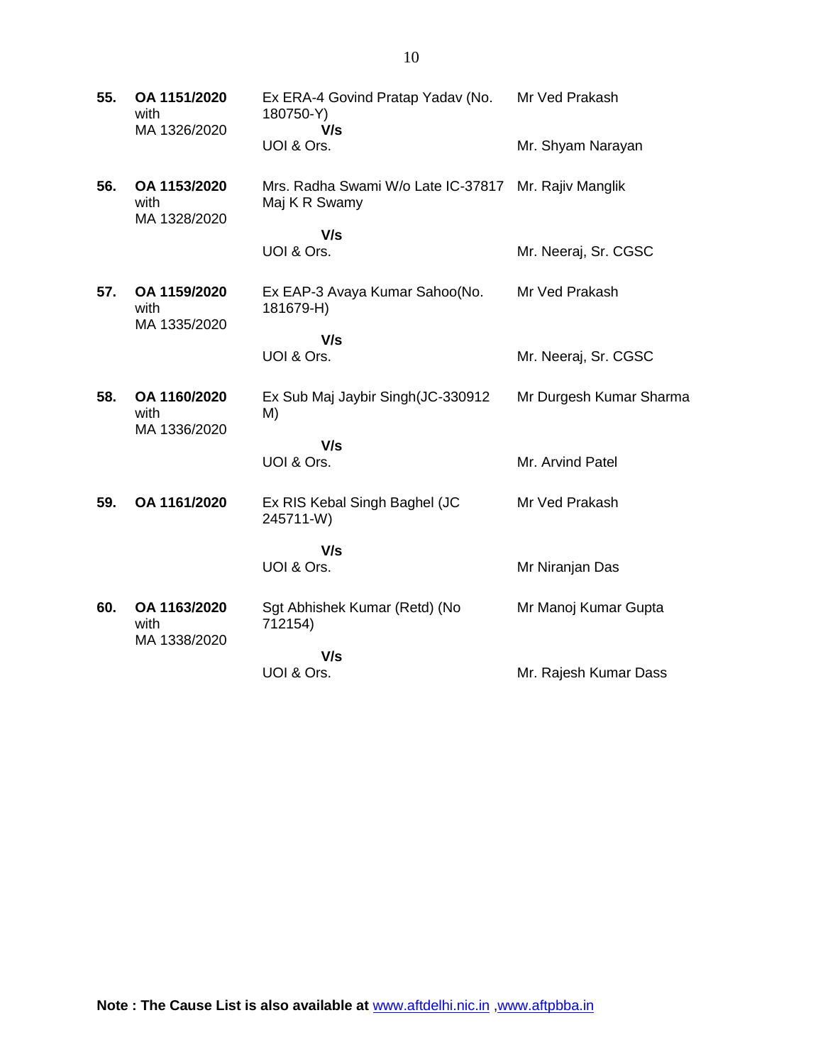| | | | |
|---|---|---|---|
| **55.** | **OA 1151/2020** with MA 1326/2020 | Ex ERA-4 Govind Pratap Yadav (No. 180750-Y) **V/s** UOI & Ors. | Mr Ved Prakash<br><br>Mr. Shyam Narayan |
| **56.** | **OA 1153/2020** with MA 1328/2020 | Mrs. Radha Swami W/o Late IC-37817 Maj K R Swamy **V/s** UOI & Ors. | Mr. Rajiv Manglik<br><br>Mr. Neeraj, Sr. CGSC |
| **57.** | **OA 1159/2020** with MA 1335/2020 | Ex EAP-3 Avaya Kumar Sahoo(No. 181679-H) **V/s** UOI & Ors. | Mr Ved Prakash<br><br>Mr. Neeraj, Sr. CGSC |
| **58.** | **OA 1160/2020** with MA 1336/2020 | Ex Sub Maj Jaybir Singh(JC-330912 M) **V/s** UOI & Ors. | Mr Durgesh Kumar Sharma<br><br>Mr. Arvind Patel |
| **59.** | **OA 1161/2020** | Ex RIS Kebal Singh Baghel (JC 245711-W) **V/s** UOI & Ors. | Mr Ved Prakash<br><br>Mr Niranjan Das |
| **60.** | **OA 1163/2020** with MA 1338/2020 | Sgt Abhishek Kumar (Retd) (No 712154) **V/s** UOI & Ors. | Mr Manoj Kumar Gupta<br><br>Mr. Rajesh Kumar Dass |

**Note : The Cause List is also available at** www.aftdelhi.nic.in ,www.aftpbba.in